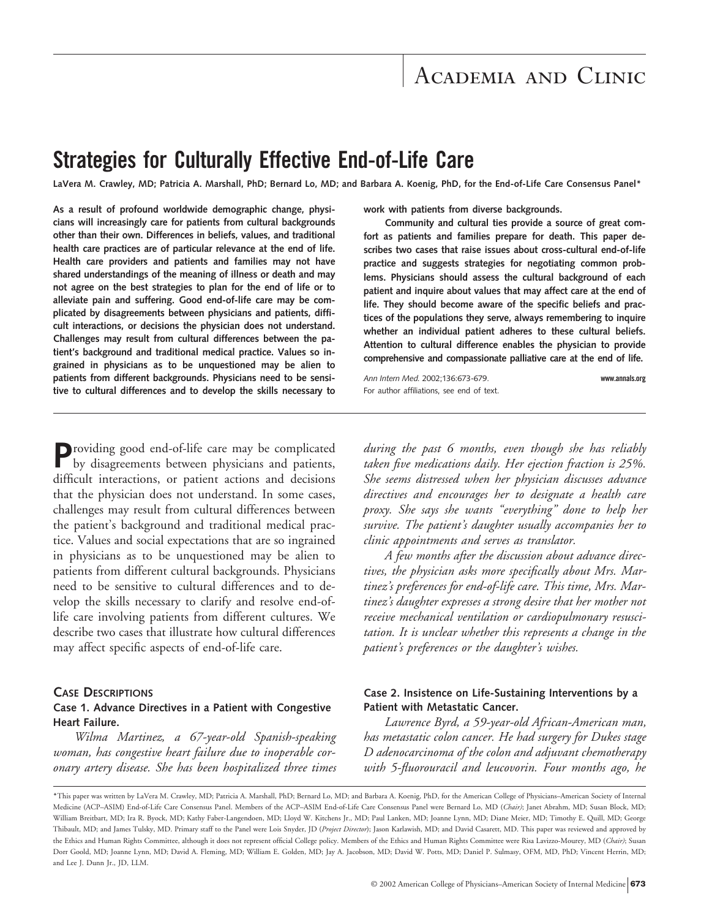# Strategies for Culturally Effective End-of-Life Care

**LaVera M. Crawley, MD; Patricia A. Marshall, PhD; Bernard Lo, MD; and Barbara A. Koenig, PhD, for the End-of-Life Care Consensus Panel***

**As a result of profound worldwide demographic change, physicians will increasingly care for patients from cultural backgrounds other than their own. Differences in beliefs, values, and traditional health care practices are of particular relevance at the end of life. Health care providers and patients and families may not have shared understandings of the meaning of illness or death and may not agree on the best strategies to plan for the end of life or to alleviate pain and suffering. Good end-of-life care may be complicated by disagreements between physicians and patients, difficult interactions, or decisions the physician does not understand. Challenges may result from cultural differences between the patient's background and traditional medical practice. Values so ingrained in physicians as to be unquestioned may be alien to patients from different backgrounds. Physicians need to be sensitive to cultural differences and to develop the skills necessary to work with patients from diverse backgrounds.**

**Community and cultural ties provide a source of great comfort as patients and families prepare for death. This paper describes two cases that raise issues about cross-cultural end-of-life practice and suggests strategies for negotiating common problems. Physicians should assess the cultural background of each patient and inquire about values that may affect care at the end of life. They should become aware of the specific beliefs and practices of the populations they serve, always remembering to inquire whether an individual patient adheres to these cultural beliefs. Attention to cultural difference enables the physician to provide comprehensive and compassionate palliative care at the end of life.**

*Ann Intern Med.* 2002;136:673-679. www.annals.org

For author affiliations, see end of text.

Providing good end-of-life care may be complicated by disagreements between physicians and patients, difficult interactions, or patient actions and decisions that the physician does not understand. In some cases, challenges may result from cultural differences between the patient's background and traditional medical practice. Values and social expectations that are so ingrained in physicians as to be unquestioned may be alien to patients from different cultural backgrounds. Physicians need to be sensitive to cultural differences and to develop the skills necessary to clarify and resolve end-of-life care involving patients from different cultures. We describe two cases that illustrate how cultural differences may affect specific aspects of end-of-life care.

## Case Descriptions

### Case 1. Advance Directives in a Patient with Congestive Heart Failure.

*Wilma Martinez, a 67-year-old Spanish-speaking woman, has congestive heart failure due to inoperable coronary artery disease. She has been hospitalized three times during the past 6 months, even though she has reliably taken five medications daily. Her ejection fraction is 25%. She seems distressed when her physician discusses advance directives and encourages her to designate a health care proxy. She says she wants "everything" done to help her survive. The patient's daughter usually accompanies her to clinic appointments and serves as translator.*

*A few months after the discussion about advance directives, the physician asks more specifically about Mrs. Martinez's preferences for end-of-life care. This time, Mrs. Martinez's daughter expresses a strong desire that her mother not receive mechanical ventilation or cardiopulmonary resuscitation. It is unclear whether this represents a change in the patient's preferences or the daughter's wishes.*

### Case 2. Insistence on Life-Sustaining Interventions by a Patient with Metastatic Cancer.

*Lawrence Byrd, a 59-year-old African-American man, has metastatic colon cancer. He had surgery for Dukes stage D adenocarcinoma of the colon and adjuvant chemotherapy with 5-fluorouracil and leucovorin. Four months ago, he*

*This paper was written by LaVera M. Crawley, MD; Patricia A. Marshall, PhD; Bernard Lo, MD; and Barbara A. Koenig, PhD, for the American College of Physicians–American Society of Internal Medicine (ACP–ASIM) End-of-Life Care Consensus Panel. Members of the ACP–ASIM End-of-Life Care Consensus Panel were Bernard Lo, MD (*Chair*); Janet Abrahm, MD; Susan Block, MD; William Breitbart, MD; Ira R. Byock, MD; Kathy Faber-Langendoen, MD; Lloyd W. Kitchens Jr., MD; Paul Lanken, MD; Joanne Lynn, MD; Diane Meier, MD; Timothy E. Quill, MD; George Thibault, MD; and James Tulsky, MD. Primary staff to the Panel were Lois Snyder, JD (*Project Director*); Jason Karlawish, MD; and David Casarett, MD. This paper was reviewed and approved by the Ethics and Human Rights Committee, although it does not represent official College policy. Members of the Ethics and Human Rights Committee were Risa Lavizzo-Mourey, MD (*Chair*); Susan Dorr Goold, MD; Joanne Lynn, MD; David A. Fleming, MD; William E. Golden, MD; Jay A. Jacobson, MD; David W. Potts, MD; Daniel P. Sulmasy, OFM, MD, PhD; Vincent Herrin, MD; and Lee J. Dunn Jr., JD, LLM.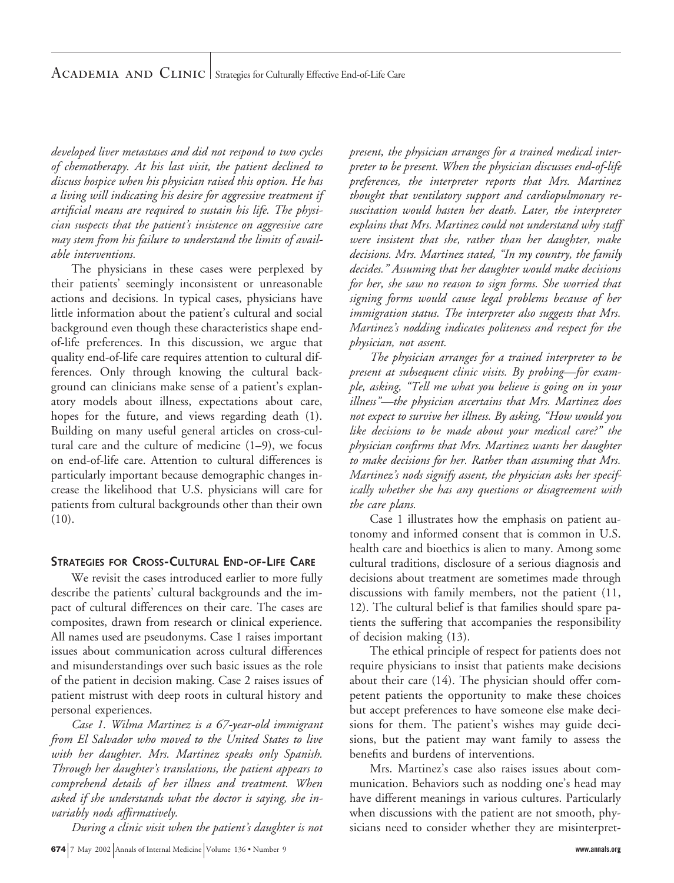*developed liver metastases and did not respond to two cycles of chemotherapy. At his last visit, the patient declined to discuss hospice when his physician raised this option. He has a living will indicating his desire for aggressive treatment if artificial means are required to sustain his life. The physician suspects that the patient's insistence on aggressive care may stem from his failure to understand the limits of available interventions.*

The physicians in these cases were perplexed by their patients' seemingly inconsistent or unreasonable actions and decisions. In typical cases, physicians have little information about the patient's cultural and social background even though these characteristics shape end-of-life preferences. In this discussion, we argue that quality end-of-life care requires attention to cultural differences. Only through knowing the cultural background can clinicians make sense of a patient's explanatory models about illness, expectations about care, hopes for the future, and views regarding death (1). Building on many useful general articles on cross-cultural care and the culture of medicine (1–9), we focus on end-of-life care. Attention to cultural differences is particularly important because demographic changes increase the likelihood that U.S. physicians will care for patients from cultural backgrounds other than their own (10).

## STRATEGIES FOR CROSS-CULTURAL END-OF-LIFE CARE

We revisit the cases introduced earlier to more fully describe the patients' cultural backgrounds and the impact of cultural differences on their care. The cases are composites, drawn from research or clinical experience. All names used are pseudonyms. Case 1 raises important issues about communication across cultural differences and misunderstandings over such basic issues as the role of the patient in decision making. Case 2 raises issues of patient mistrust with deep roots in cultural history and personal experiences.

*Case 1. Wilma Martinez is a 67-year-old immigrant from El Salvador who moved to the United States to live with her daughter. Mrs. Martinez speaks only Spanish. Through her daughter's translations, the patient appears to comprehend details of her illness and treatment. When asked if she understands what the doctor is saying, she invariably nods affirmatively.*

*During a clinic visit when the patient's daughter is not present, the physician arranges for a trained medical interpreter to be present. When the physician discusses end-of-life preferences, the interpreter reports that Mrs. Martinez thought that ventilatory support and cardiopulmonary resuscitation would hasten her death. Later, the interpreter explains that Mrs. Martinez could not understand why staff were insistent that she, rather than her daughter, make decisions. Mrs. Martinez stated, "In my country, the family decides." Assuming that her daughter would make decisions for her, she saw no reason to sign forms. She worried that signing forms would cause legal problems because of her immigration status. The interpreter also suggests that Mrs. Martinez's nodding indicates politeness and respect for the physician, not assent.*

*The physician arranges for a trained interpreter to be present at subsequent clinic visits. By probing—for example, asking, "Tell me what you believe is going on in your illness"—the physician ascertains that Mrs. Martinez does not expect to survive her illness. By asking, "How would you like decisions to be made about your medical care?" the physician confirms that Mrs. Martinez wants her daughter to make decisions for her. Rather than assuming that Mrs. Martinez's nods signify assent, the physician asks her specifically whether she has any questions or disagreement with the care plans.*

Case 1 illustrates how the emphasis on patient autonomy and informed consent that is common in U.S. health care and bioethics is alien to many. Among some cultural traditions, disclosure of a serious diagnosis and decisions about treatment are sometimes made through discussions with family members, not the patient (11, 12). The cultural belief is that families should spare patients the suffering that accompanies the responsibility of decision making (13).

The ethical principle of respect for patients does not require physicians to insist that patients make decisions about their care (14). The physician should offer competent patients the opportunity to make these choices but accept preferences to have someone else make decisions for them. The patient's wishes may guide decisions, but the patient may want family to assess the benefits and burdens of interventions.

Mrs. Martinez's case also raises issues about communication. Behaviors such as nodding one's head may have different meanings in various cultures. Particularly when discussions with the patient are not smooth, physicians need to consider whether they are misinterpret-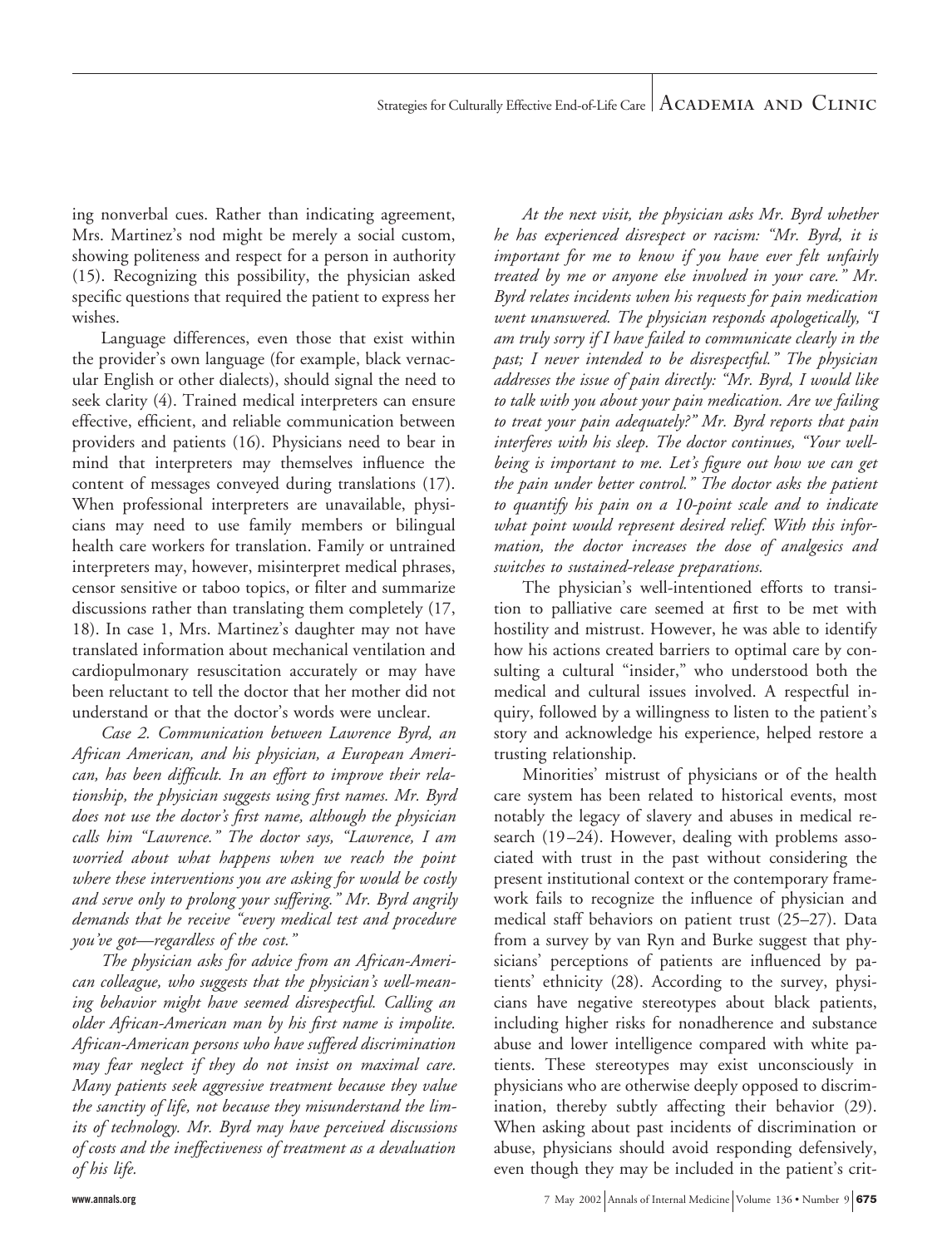ing nonverbal cues. Rather than indicating agreement, Mrs. Martinez's nod might be merely a social custom, showing politeness and respect for a person in authority (15). Recognizing this possibility, the physician asked specific questions that required the patient to express her wishes.

Language differences, even those that exist within the provider's own language (for example, black vernacular English or other dialects), should signal the need to seek clarity (4). Trained medical interpreters can ensure effective, efficient, and reliable communication between providers and patients (16). Physicians need to bear in mind that interpreters may themselves influence the content of messages conveyed during translations (17). When professional interpreters are unavailable, physicians may need to use family members or bilingual health care workers for translation. Family or untrained interpreters may, however, misinterpret medical phrases, censor sensitive or taboo topics, or filter and summarize discussions rather than translating them completely (17, 18). In case 1, Mrs. Martinez's daughter may not have translated information about mechanical ventilation and cardiopulmonary resuscitation accurately or may have been reluctant to tell the doctor that her mother did not understand or that the doctor's words were unclear.

*Case 2. Communication between Lawrence Byrd, an African American, and his physician, a European American, has been difficult. In an effort to improve their relationship, the physician suggests using first names. Mr. Byrd does not use the doctor's first name, although the physician calls him "Lawrence." The doctor says, "Lawrence, I am worried about what happens when we reach the point where these interventions you are asking for would be costly and serve only to prolong your suffering." Mr. Byrd angrily demands that he receive "every medical test and procedure you've got—regardless of the cost."*

*The physician asks for advice from an African-American colleague, who suggests that the physician's well-meaning behavior might have seemed disrespectful. Calling an older African-American man by his first name is impolite. African-American persons who have suffered discrimination may fear neglect if they do not insist on maximal care. Many patients seek aggressive treatment because they value the sanctity of life, not because they misunderstand the limits of technology. Mr. Byrd may have perceived discussions of costs and the ineffectiveness of treatment as a devaluation of his life.*

*At the next visit, the physician asks Mr. Byrd whether he has experienced disrespect or racism: "Mr. Byrd, it is important for me to know if you have ever felt unfairly treated by me or anyone else involved in your care." Mr. Byrd relates incidents when his requests for pain medication went unanswered. The physician responds apologetically, "I am truly sorry if I have failed to communicate clearly in the past; I never intended to be disrespectful." The physician addresses the issue of pain directly: "Mr. Byrd, I would like to talk with you about your pain medication. Are we failing to treat your pain adequately?" Mr. Byrd reports that pain interferes with his sleep. The doctor continues, "Your well-being is important to me. Let's figure out how we can get the pain under better control." The doctor asks the patient to quantify his pain on a 10-point scale and to indicate what point would represent desired relief. With this information, the doctor increases the dose of analgesics and switches to sustained-release preparations.*

The physician's well-intentioned efforts to transition to palliative care seemed at first to be met with hostility and mistrust. However, he was able to identify how his actions created barriers to optimal care by consulting a cultural "insider," who understood both the medical and cultural issues involved. A respectful inquiry, followed by a willingness to listen to the patient's story and acknowledge his experience, helped restore a trusting relationship.

Minorities' mistrust of physicians or of the health care system has been related to historical events, most notably the legacy of slavery and abuses in medical research (19–24). However, dealing with problems associated with trust in the past without considering the present institutional context or the contemporary framework fails to recognize the influence of physician and medical staff behaviors on patient trust (25–27). Data from a survey by van Ryn and Burke suggest that physicians' perceptions of patients are influenced by patients' ethnicity (28). According to the survey, physicians have negative stereotypes about black patients, including higher risks for nonadherence and substance abuse and lower intelligence compared with white patients. These stereotypes may exist unconsciously in physicians who are otherwise deeply opposed to discrimination, thereby subtly affecting their behavior (29). When asking about past incidents of discrimination or abuse, physicians should avoid responding defensively, even though they may be included in the patient's crit-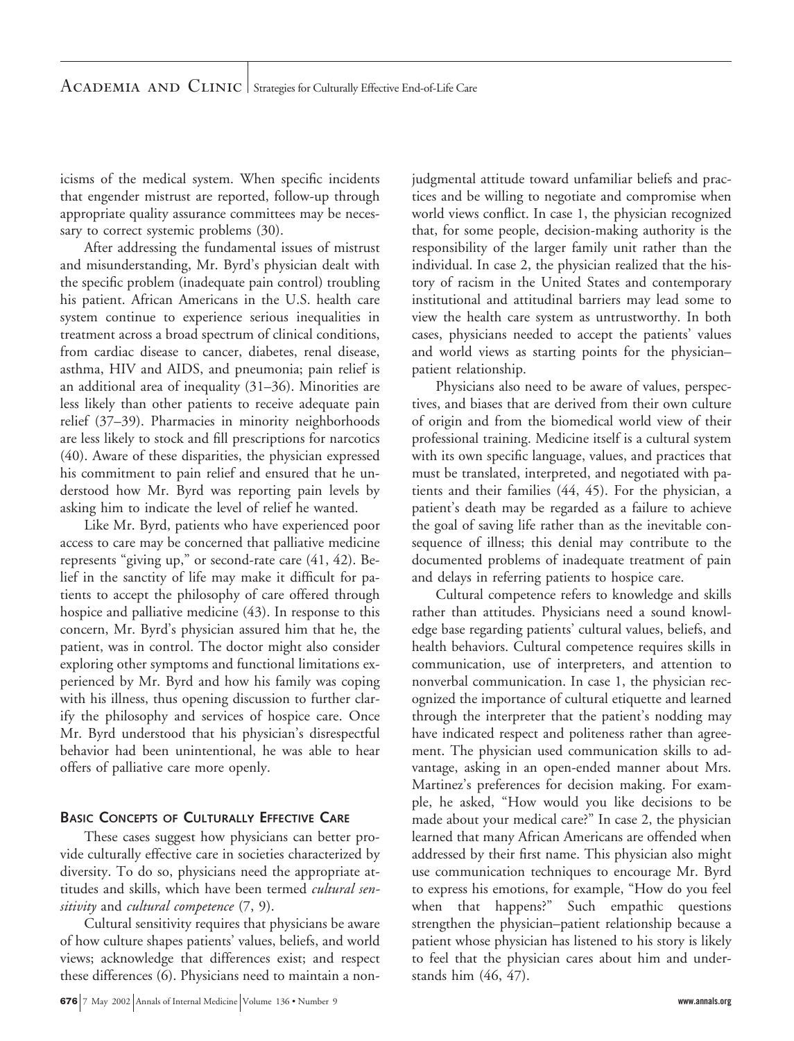icisms of the medical system. When specific incidents that engender mistrust are reported, follow-up through appropriate quality assurance committees may be necessary to correct systemic problems (30).

After addressing the fundamental issues of mistrust and misunderstanding, Mr. Byrd's physician dealt with the specific problem (inadequate pain control) troubling his patient. African Americans in the U.S. health care system continue to experience serious inequalities in treatment across a broad spectrum of clinical conditions, from cardiac disease to cancer, diabetes, renal disease, asthma, HIV and AIDS, and pneumonia; pain relief is an additional area of inequality (31–36). Minorities are less likely than other patients to receive adequate pain relief (37–39). Pharmacies in minority neighborhoods are less likely to stock and fill prescriptions for narcotics (40). Aware of these disparities, the physician expressed his commitment to pain relief and ensured that he understood how Mr. Byrd was reporting pain levels by asking him to indicate the level of relief he wanted.

Like Mr. Byrd, patients who have experienced poor access to care may be concerned that palliative medicine represents "giving up," or second-rate care (41, 42). Belief in the sanctity of life may make it difficult for patients to accept the philosophy of care offered through hospice and palliative medicine (43). In response to this concern, Mr. Byrd's physician assured him that he, the patient, was in control. The doctor might also consider exploring other symptoms and functional limitations experienced by Mr. Byrd and how his family was coping with his illness, thus opening discussion to further clarify the philosophy and services of hospice care. Once Mr. Byrd understood that his physician's disrespectful behavior had been unintentional, he was able to hear offers of palliative care more openly.

## Basic Concepts of Culturally Effective Care

These cases suggest how physicians can better provide culturally effective care in societies characterized by diversity. To do so, physicians need the appropriate attitudes and skills, which have been termed *cultural sensitivity* and *cultural competence* (7, 9).

Cultural sensitivity requires that physicians be aware of how culture shapes patients' values, beliefs, and world views; acknowledge that differences exist; and respect these differences (6). Physicians need to maintain a nonjudgmental attitude toward unfamiliar beliefs and practices and be willing to negotiate and compromise when world views conflict. In case 1, the physician recognized that, for some people, decision-making authority is the responsibility of the larger family unit rather than the individual. In case 2, the physician realized that the history of racism in the United States and contemporary institutional and attitudinal barriers may lead some to view the health care system as untrustworthy. In both cases, physicians needed to accept the patients' values and world views as starting points for the physician–patient relationship.

Physicians also need to be aware of values, perspectives, and biases that are derived from their own culture of origin and from the biomedical world view of their professional training. Medicine itself is a cultural system with its own specific language, values, and practices that must be translated, interpreted, and negotiated with patients and their families (44, 45). For the physician, a patient's death may be regarded as a failure to achieve the goal of saving life rather than as the inevitable consequence of illness; this denial may contribute to the documented problems of inadequate treatment of pain and delays in referring patients to hospice care.

Cultural competence refers to knowledge and skills rather than attitudes. Physicians need a sound knowledge base regarding patients' cultural values, beliefs, and health behaviors. Cultural competence requires skills in communication, use of interpreters, and attention to nonverbal communication. In case 1, the physician recognized the importance of cultural etiquette and learned through the interpreter that the patient's nodding may have indicated respect and politeness rather than agreement. The physician used communication skills to advantage, asking in an open-ended manner about Mrs. Martinez's preferences for decision making. For example, he asked, "How would you like decisions to be made about your medical care?" In case 2, the physician learned that many African Americans are offended when addressed by their first name. This physician also might use communication techniques to encourage Mr. Byrd to express his emotions, for example, "How do you feel when that happens?" Such empathic questions strengthen the physician–patient relationship because a patient whose physician has listened to his story is likely to feel that the physician cares about him and understands him (46, 47).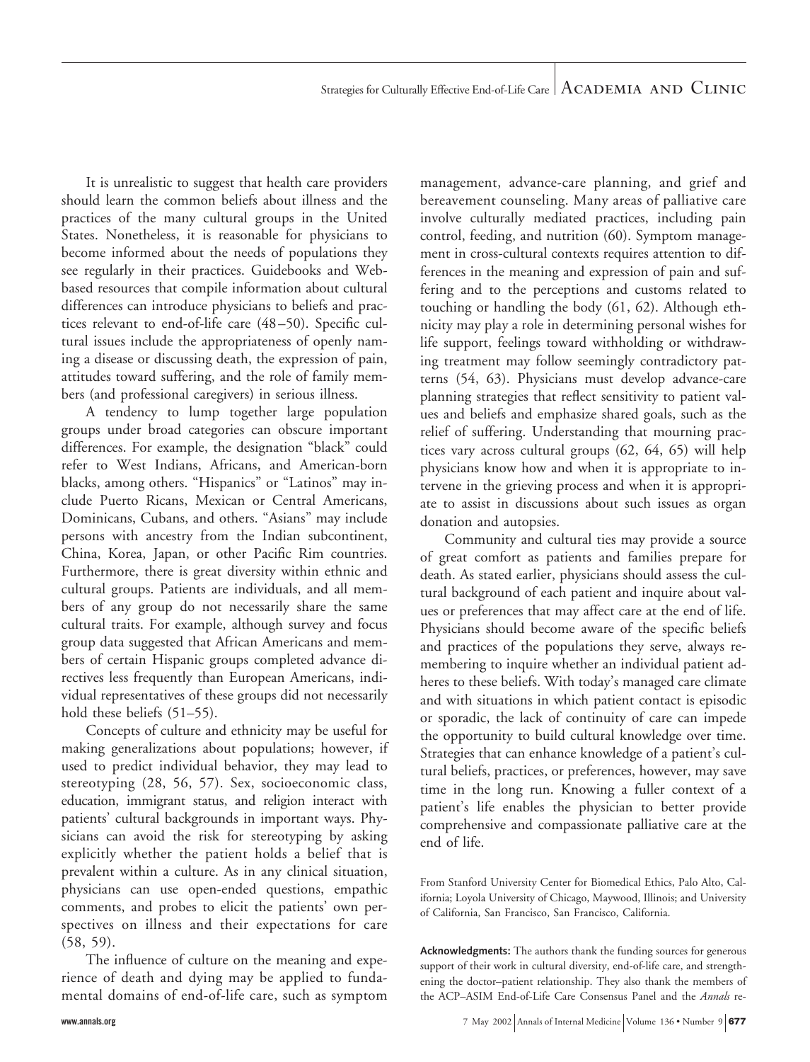It is unrealistic to suggest that health care providers should learn the common beliefs about illness and the practices of the many cultural groups in the United States. Nonetheless, it is reasonable for physicians to become informed about the needs of populations they see regularly in their practices. Guidebooks and Web-based resources that compile information about cultural differences can introduce physicians to beliefs and practices relevant to end-of-life care (48–50). Specific cultural issues include the appropriateness of openly naming a disease or discussing death, the expression of pain, attitudes toward suffering, and the role of family members (and professional caregivers) in serious illness.

A tendency to lump together large population groups under broad categories can obscure important differences. For example, the designation "black" could refer to West Indians, Africans, and American-born blacks, among others. "Hispanics" or "Latinos" may include Puerto Ricans, Mexican or Central Americans, Dominicans, Cubans, and others. "Asians" may include persons with ancestry from the Indian subcontinent, China, Korea, Japan, or other Pacific Rim countries. Furthermore, there is great diversity within ethnic and cultural groups. Patients are individuals, and all members of any group do not necessarily share the same cultural traits. For example, although survey and focus group data suggested that African Americans and members of certain Hispanic groups completed advance directives less frequently than European Americans, individual representatives of these groups did not necessarily hold these beliefs (51–55).

Concepts of culture and ethnicity may be useful for making generalizations about populations; however, if used to predict individual behavior, they may lead to stereotyping (28, 56, 57). Sex, socioeconomic class, education, immigrant status, and religion interact with patients' cultural backgrounds in important ways. Physicians can avoid the risk for stereotyping by asking explicitly whether the patient holds a belief that is prevalent within a culture. As in any clinical situation, physicians can use open-ended questions, empathic comments, and probes to elicit the patients' own perspectives on illness and their expectations for care (58, 59).

The influence of culture on the meaning and experience of death and dying may be applied to fundamental domains of end-of-life care, such as symptom management, advance-care planning, and grief and bereavement counseling. Many areas of palliative care involve culturally mediated practices, including pain control, feeding, and nutrition (60). Symptom management in cross-cultural contexts requires attention to differences in the meaning and expression of pain and suffering and to the perceptions and customs related to touching or handling the body (61, 62). Although ethnicity may play a role in determining personal wishes for life support, feelings toward withholding or withdrawing treatment may follow seemingly contradictory patterns (54, 63). Physicians must develop advance-care planning strategies that reflect sensitivity to patient values and beliefs and emphasize shared goals, such as the relief of suffering. Understanding that mourning practices vary across cultural groups (62, 64, 65) will help physicians know how and when it is appropriate to intervene in the grieving process and when it is appropriate to assist in discussions about such issues as organ donation and autopsies.

Community and cultural ties may provide a source of great comfort as patients and families prepare for death. As stated earlier, physicians should assess the cultural background of each patient and inquire about values or preferences that may affect care at the end of life. Physicians should become aware of the specific beliefs and practices of the populations they serve, always remembering to inquire whether an individual patient adheres to these beliefs. With today's managed care climate and with situations in which patient contact is episodic or sporadic, the lack of continuity of care can impede the opportunity to build cultural knowledge over time. Strategies that can enhance knowledge of a patient's cultural beliefs, practices, or preferences, however, may save time in the long run. Knowing a fuller context of a patient's life enables the physician to better provide comprehensive and compassionate palliative care at the end of life.

From Stanford University Center for Biomedical Ethics, Palo Alto, California; Loyola University of Chicago, Maywood, Illinois; and University of California, San Francisco, San Francisco, California.

**Acknowledgments:** The authors thank the funding sources for generous support of their work in cultural diversity, end-of-life care, and strengthening the doctor–patient relationship. They also thank the members of the ACP–ASIM End-of-Life Care Consensus Panel and the *Annals* re-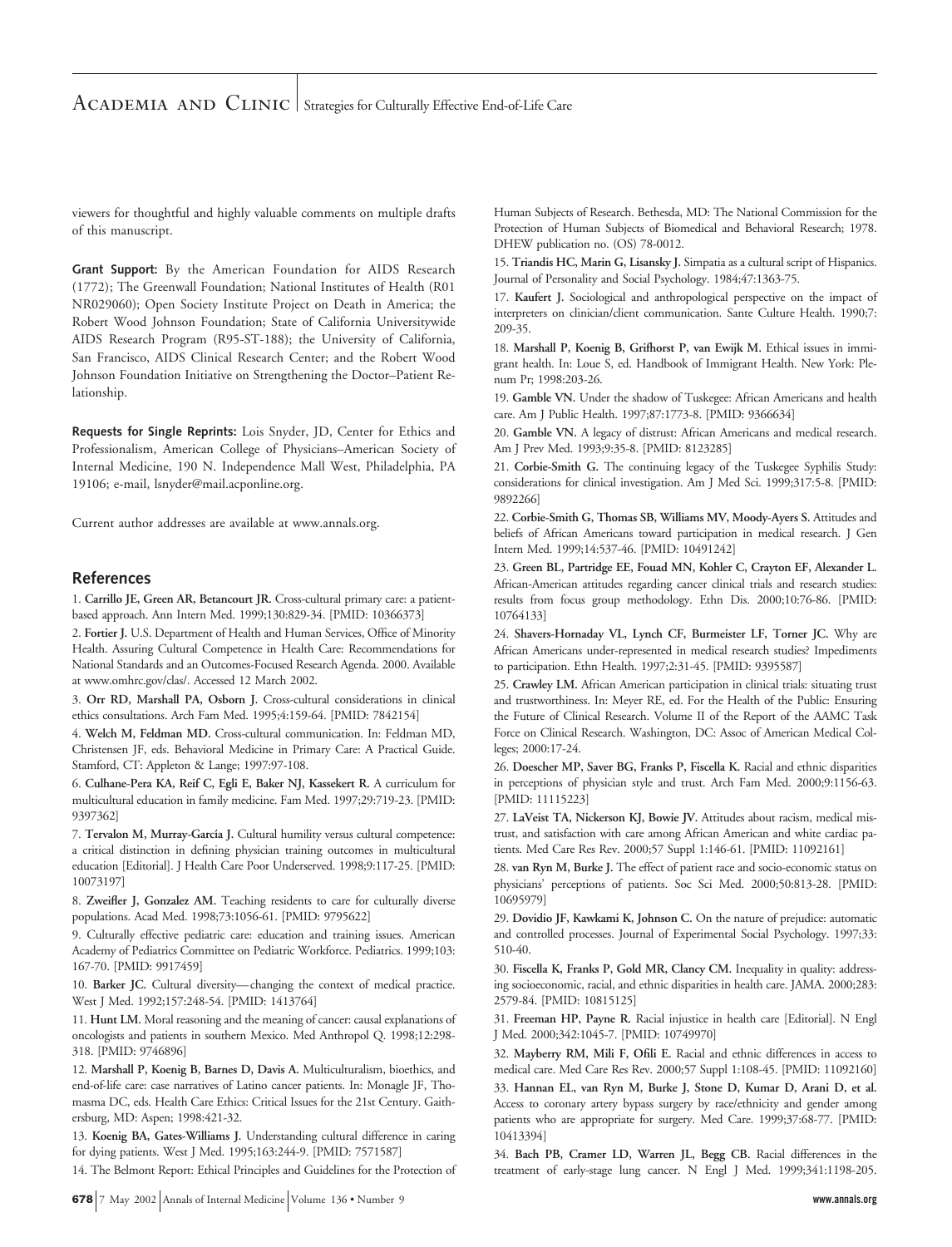viewers for thoughtful and highly valuable comments on multiple drafts of this manuscript.

**Grant Support:** By the American Foundation for AIDS Research (1772); The Greenwall Foundation; National Institutes of Health (R01 NR029060); Open Society Institute Project on Death in America; the Robert Wood Johnson Foundation; State of California Universitywide AIDS Research Program (R95-ST-188); the University of California, San Francisco, AIDS Clinical Research Center; and the Robert Wood Johnson Foundation Initiative on Strengthening the Doctor–Patient Relationship.

**Requests for Single Reprints:** Lois Snyder, JD, Center for Ethics and Professionalism, American College of Physicians–American Society of Internal Medicine, 190 N. Independence Mall West, Philadelphia, PA 19106; e-mail, lsnyder@mail.acponline.org.

Current author addresses are available at www.annals.org.

## References

1. **Carrillo JE, Green AR, Betancourt JR.** Cross-cultural primary care: a patient-based approach. Ann Intern Med. 1999;130:829-34. [PMID: 10366373]

2. **Fortier J.** U.S. Department of Health and Human Services, Office of Minority Health. Assuring Cultural Competence in Health Care: Recommendations for National Standards and an Outcomes-Focused Research Agenda. 2000. Available at www.omhrc.gov/clas/. Accessed 12 March 2002.

3. **Orr RD, Marshall PA, Osborn J.** Cross-cultural considerations in clinical ethics consultations. Arch Fam Med. 1995;4:159-64. [PMID: 7842154]

4. **Welch M, Feldman MD.** Cross-cultural communication. In: Feldman MD, Christensen JF, eds. Behavioral Medicine in Primary Care: A Practical Guide. Stamford, CT: Appleton & Lange; 1997:97-108.

6. **Culhane-Pera KA, Reif C, Egli E, Baker NJ, Kassekert R.** A curriculum for multicultural education in family medicine. Fam Med. 1997;29:719-23. [PMID: 9397362]

7. **Tervalon M, Murray-García J.** Cultural humility versus cultural competence: a critical distinction in defining physician training outcomes in multicultural education [Editorial]. J Health Care Poor Underserved. 1998;9:117-25. [PMID: 10073197]

8. **Zweifler J, Gonzalez AM.** Teaching residents to care for culturally diverse populations. Acad Med. 1998;73:1056-61. [PMID: 9795622]

9. Culturally effective pediatric care: education and training issues. American Academy of Pediatrics Committee on Pediatric Workforce. Pediatrics. 1999;103: 167-70. [PMID: 9917459]

10. **Barker JC.** Cultural diversity—changing the context of medical practice. West J Med. 1992;157:248-54. [PMID: 1413764]

11. **Hunt LM.** Moral reasoning and the meaning of cancer: causal explanations of oncologists and patients in southern Mexico. Med Anthropol Q. 1998;12:298-318. [PMID: 9746896]

12. **Marshall P, Koenig B, Barnes D, Davis A.** Multiculturalism, bioethics, and end-of-life care: case narratives of Latino cancer patients. In: Monagle JF, Thomasma DC, eds. Health Care Ethics: Critical Issues for the 21st Century. Gaithersburg, MD: Aspen; 1998:421-32.

13. **Koenig BA, Gates-Williams J.** Understanding cultural difference in caring for dying patients. West J Med. 1995;163:244-9. [PMID: 7571587]

14. The Belmont Report: Ethical Principles and Guidelines for the Protection of Human Subjects of Research. Bethesda, MD: The National Commission for the Protection of Human Subjects of Biomedical and Behavioral Research; 1978. DHEW publication no. (OS) 78-0012.

15. **Triandis HC, Marin G, Lisansky J.** Simpatia as a cultural script of Hispanics. Journal of Personality and Social Psychology. 1984;47:1363-75.

17. **Kaufert J.** Sociological and anthropological perspective on the impact of interpreters on clinician/client communication. Sante Culture Health. 1990;7: 209-35.

18. **Marshall P, Koenig B, Grifhorst P, van Ewijk M.** Ethical issues in immigrant health. In: Loue S, ed. Handbook of Immigrant Health. New York: Plenum Pr; 1998:203-26.

19. **Gamble VN.** Under the shadow of Tuskegee: African Americans and health care. Am J Public Health. 1997;87:1773-8. [PMID: 9366634]

20. **Gamble VN.** A legacy of distrust: African Americans and medical research. Am J Prev Med. 1993;9:35-8. [PMID: 8123285]

21. **Corbie-Smith G.** The continuing legacy of the Tuskegee Syphilis Study: considerations for clinical investigation. Am J Med Sci. 1999;317:5-8. [PMID: 9892266]

22. **Corbie-Smith G, Thomas SB, Williams MV, Moody-Ayers S.** Attitudes and beliefs of African Americans toward participation in medical research. J Gen Intern Med. 1999;14:537-46. [PMID: 10491242]

23. **Green BL, Partridge EE, Fouad MN, Kohler C, Crayton EF, Alexander L.** African-American attitudes regarding cancer clinical trials and research studies: results from focus group methodology. Ethn Dis. 2000;10:76-86. [PMID: 10764133]

24. **Shavers-Hornaday VL, Lynch CF, Burmeister LF, Torner JC.** Why are African Americans under-represented in medical research studies? Impediments to participation. Ethn Health. 1997;2:31-45. [PMID: 9395587]

25. **Crawley LM.** African American participation in clinical trials: situating trust and trustworthiness. In: Meyer RE, ed. For the Health of the Public: Ensuring the Future of Clinical Research. Volume II of the Report of the AAMC Task Force on Clinical Research. Washington, DC: Assoc of American Medical Colleges; 2000:17-24.

26. **Doescher MP, Saver BG, Franks P, Fiscella K.** Racial and ethnic disparities in perceptions of physician style and trust. Arch Fam Med. 2000;9:1156-63. [PMID: 11115223]

27. **LaVeist TA, Nickerson KJ, Bowie JV.** Attitudes about racism, medical mistrust, and satisfaction with care among African American and white cardiac patients. Med Care Res Rev. 2000;57 Suppl 1:146-61. [PMID: 11092161]

28. **van Ryn M, Burke J.** The effect of patient race and socio-economic status on physicians' perceptions of patients. Soc Sci Med. 2000;50:813-28. [PMID: 10695979]

29. **Dovidio JF, Kawkami K, Johnson C.** On the nature of prejudice: automatic and controlled processes. Journal of Experimental Social Psychology. 1997;33: 510-40.

30. **Fiscella K, Franks P, Gold MR, Clancy CM.** Inequality in quality: addressing socioeconomic, racial, and ethnic disparities in health care. JAMA. 2000;283: 2579-84. [PMID: 10815125]

31. **Freeman HP, Payne R.** Racial injustice in health care [Editorial]. N Engl J Med. 2000;342:1045-7. [PMID: 10749970]

32. **Mayberry RM, Mili F, Ofili E.** Racial and ethnic differences in access to medical care. Med Care Res Rev. 2000;57 Suppl 1:108-45. [PMID: 11092160]

33. **Hannan EL, van Ryn M, Burke J, Stone D, Kumar D, Arani D, et al.** Access to coronary artery bypass surgery by race/ethnicity and gender among patients who are appropriate for surgery. Med Care. 1999;37:68-77. [PMID: 10413394]

34. **Bach PB, Cramer LD, Warren JL, Begg CB.** Racial differences in the treatment of early-stage lung cancer. N Engl J Med. 1999;341:1198-205.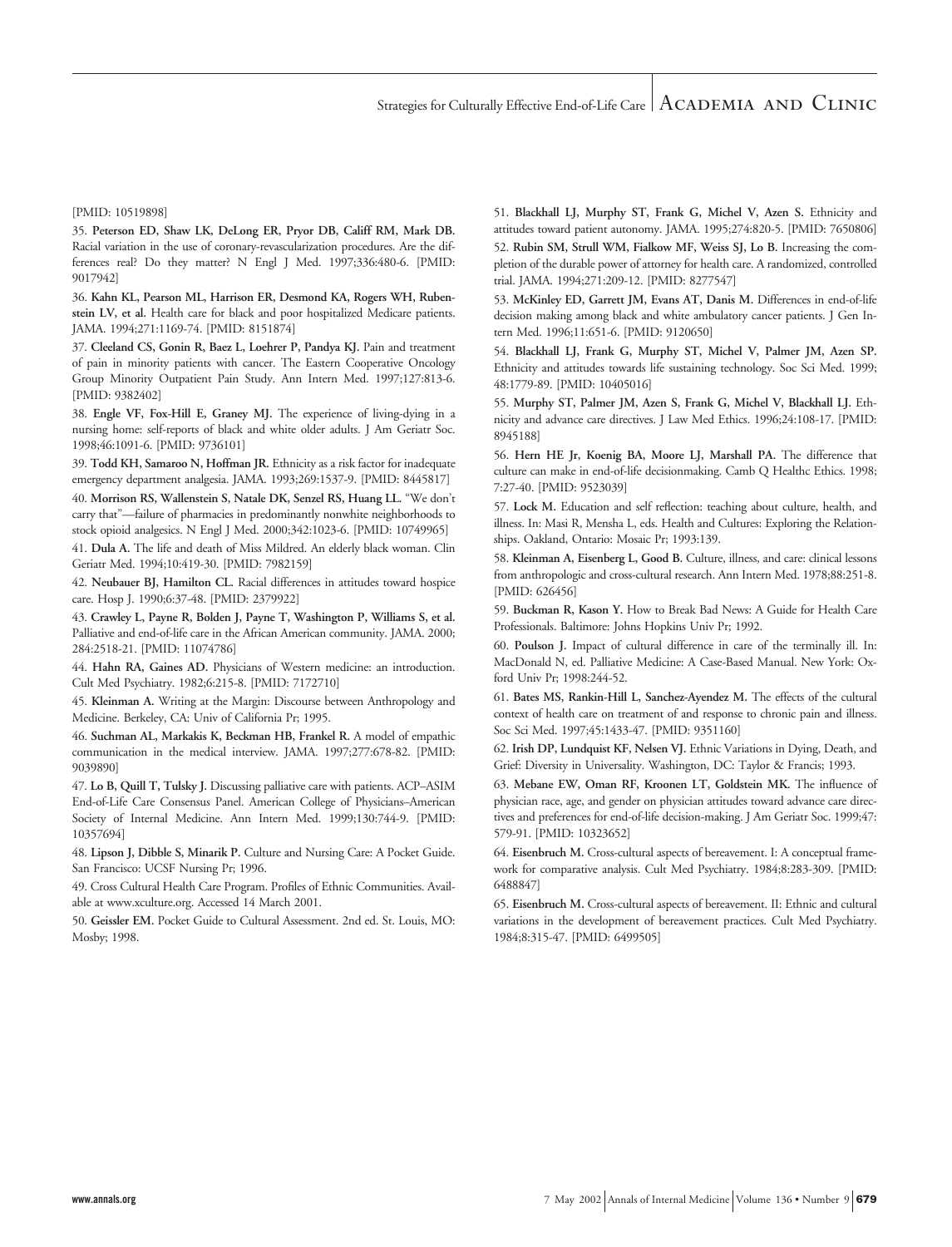[PMID: 10519898]

35. **Peterson ED, Shaw LK, DeLong ER, Pryor DB, Califf RM, Mark DB.** Racial variation in the use of coronary-revascularization procedures. Are the differences real? Do they matter? N Engl J Med. 1997;336:480-6. [PMID: 9017942]

36. **Kahn KL, Pearson ML, Harrison ER, Desmond KA, Rogers WH, Rubenstein LV, et al.** Health care for black and poor hospitalized Medicare patients. JAMA. 1994;271:1169-74. [PMID: 8151874]

37. **Cleeland CS, Gonin R, Baez L, Loehrer P, Pandya KJ.** Pain and treatment of pain in minority patients with cancer. The Eastern Cooperative Oncology Group Minority Outpatient Pain Study. Ann Intern Med. 1997;127:813-6. [PMID: 9382402]

38. **Engle VF, Fox-Hill E, Graney MJ.** The experience of living-dying in a nursing home: self-reports of black and white older adults. J Am Geriatr Soc. 1998;46:1091-6. [PMID: 9736101]

39. **Todd KH, Samaroo N, Hoffman JR.** Ethnicity as a risk factor for inadequate emergency department analgesia. JAMA. 1993;269:1537-9. [PMID: 8445817]

40. **Morrison RS, Wallenstein S, Natale DK, Senzel RS, Huang LL.** "We don't carry that"—failure of pharmacies in predominantly nonwhite neighborhoods to stock opioid analgesics. N Engl J Med. 2000;342:1023-6. [PMID: 10749965]

41. **Dula A.** The life and death of Miss Mildred. An elderly black woman. Clin Geriatr Med. 1994;10:419-30. [PMID: 7982159]

42. **Neubauer BJ, Hamilton CL.** Racial differences in attitudes toward hospice care. Hosp J. 1990;6:37-48. [PMID: 2379922]

43. **Crawley L, Payne R, Bolden J, Payne T, Washington P, Williams S, et al.** Palliative and end-of-life care in the African American community. JAMA. 2000; 284:2518-21. [PMID: 11074786]

44. **Hahn RA, Gaines AD.** Physicians of Western medicine: an introduction. Cult Med Psychiatry. 1982;6:215-8. [PMID: 7172710]

45. **Kleinman A.** Writing at the Margin: Discourse between Anthropology and Medicine. Berkeley, CA: Univ of California Pr; 1995.

46. **Suchman AL, Markakis K, Beckman HB, Frankel R.** A model of empathic communication in the medical interview. JAMA. 1997;277:678-82. [PMID: 9039890]

47. **Lo B, Quill T, Tulsky J.** Discussing palliative care with patients. ACP–ASIM End-of-Life Care Consensus Panel. American College of Physicians–American Society of Internal Medicine. Ann Intern Med. 1999;130:744-9. [PMID: 10357694]

48. **Lipson J, Dibble S, Minarik P.** Culture and Nursing Care: A Pocket Guide. San Francisco: UCSF Nursing Pr; 1996.

49. Cross Cultural Health Care Program. Profiles of Ethnic Communities. Available at www.xculture.org. Accessed 14 March 2001.

50. **Geissler EM.** Pocket Guide to Cultural Assessment. 2nd ed. St. Louis, MO: Mosby; 1998.

51. **Blackhall LJ, Murphy ST, Frank G, Michel V, Azen S.** Ethnicity and attitudes toward patient autonomy. JAMA. 1995;274:820-5. [PMID: 7650806]

52. **Rubin SM, Strull WM, Fialkow MF, Weiss SJ, Lo B.** Increasing the completion of the durable power of attorney for health care. A randomized, controlled trial. JAMA. 1994;271:209-12. [PMID: 8277547]

53. **McKinley ED, Garrett JM, Evans AT, Danis M.** Differences in end-of-life decision making among black and white ambulatory cancer patients. J Gen Intern Med. 1996;11:651-6. [PMID: 9120650]

54. **Blackhall LJ, Frank G, Murphy ST, Michel V, Palmer JM, Azen SP.** Ethnicity and attitudes towards life sustaining technology. Soc Sci Med. 1999; 48:1779-89. [PMID: 10405016]

55. **Murphy ST, Palmer JM, Azen S, Frank G, Michel V, Blackhall LJ.** Ethnicity and advance care directives. J Law Med Ethics. 1996;24:108-17. [PMID: 8945188]

56. **Hern HE Jr, Koenig BA, Moore LJ, Marshall PA.** The difference that culture can make in end-of-life decisionmaking. Camb Q Healthc Ethics. 1998; 7:27-40. [PMID: 9523039]

57. **Lock M.** Education and self reflection: teaching about culture, health, and illness. In: Masi R, Mensha L, eds. Health and Cultures: Exploring the Relationships. Oakland, Ontario: Mosaic Pr; 1993:139.

58. **Kleinman A, Eisenberg L, Good B.** Culture, illness, and care: clinical lessons from anthropologic and cross-cultural research. Ann Intern Med. 1978;88:251-8. [PMID: 626456]

59. **Buckman R, Kason Y.** How to Break Bad News: A Guide for Health Care Professionals. Baltimore: Johns Hopkins Univ Pr; 1992.

60. **Poulson J.** Impact of cultural difference in care of the terminally ill. In: MacDonald N, ed. Palliative Medicine: A Case-Based Manual. New York: Oxford Univ Pr; 1998:244-52.

61. **Bates MS, Rankin-Hill L, Sanchez-Ayendez M.** The effects of the cultural context of health care on treatment of and response to chronic pain and illness. Soc Sci Med. 1997;45:1433-47. [PMID: 9351160]

62. **Irish DP, Lundquist KF, Nelsen VJ.** Ethnic Variations in Dying, Death, and Grief: Diversity in Universality. Washington, DC: Taylor & Francis; 1993.

63. **Mebane EW, Oman RF, Kroonen LT, Goldstein MK.** The influence of physician race, age, and gender on physician attitudes toward advance care directives and preferences for end-of-life decision-making. J Am Geriatr Soc. 1999;47: 579-91. [PMID: 10323652]

64. **Eisenbruch M.** Cross-cultural aspects of bereavement. I: A conceptual framework for comparative analysis. Cult Med Psychiatry. 1984;8:283-309. [PMID: 6488847]

65. **Eisenbruch M.** Cross-cultural aspects of bereavement. II: Ethnic and cultural variations in the development of bereavement practices. Cult Med Psychiatry. 1984;8:315-47. [PMID: 6499505]